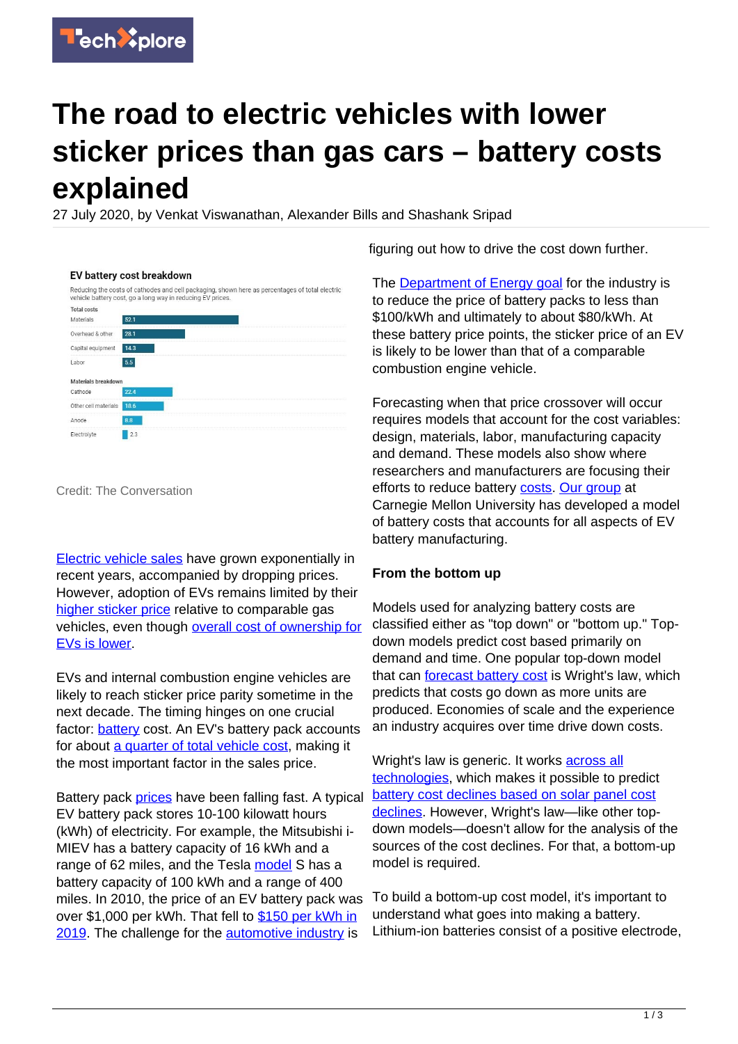# The road to electric vehicles with lower sticker prices than gas cars – battery costs explained

27 July 2020, by Venkat Viswanathan, Alexander Bills and Shashank Sripad

**EV battery cost breakdown**

Reducing the costs of cathodes and cell packaging, shown here as percentages of total electric vehicle battery cost, go a long way in reducing EV prices.

| Total costs | |
|---|---|
| Materials | 52.1 |
| Overhead & other | 28.1 |
| Capital equipment | 14.3 |
| Labor | 5.5 |

| Materials breakdown | |
|---|---|
| Cathode | 22.4 |
| Other cell materials | 18.6 |
| Anode | 8.8 |
| Electrolyte | 2.3 |

Credit: The Conversation

Electric vehicle sales have grown exponentially in recent years, accompanied by dropping prices. However, adoption of EVs remains limited by their higher sticker price relative to comparable gas vehicles, even though overall cost of ownership for EVs is lower.

EVs and internal combustion engine vehicles are likely to reach sticker price parity sometime in the next decade. The timing hinges on one crucial factor: battery cost. An EV's battery pack accounts for about a quarter of total vehicle cost, making it the most important factor in the sales price.

Battery pack prices have been falling fast. A typical EV battery pack stores 10-100 kilowatt hours (kWh) of electricity. For example, the Mitsubishi i-MIEV has a battery capacity of 16 kWh and a range of 62 miles, and the Tesla model S has a battery capacity of 100 kWh and a range of 400 miles. In 2010, the price of an EV battery pack was over $1,000 per kWh. That fell to $150 per kWh in 2019. The challenge for the automotive industry is figuring out how to drive the cost down further.

The Department of Energy goal for the industry is to reduce the price of battery packs to less than $100/kWh and ultimately to about $80/kWh. At these battery price points, the sticker price of an EV is likely to be lower than that of a comparable combustion engine vehicle.

Forecasting when that price crossover will occur requires models that account for the cost variables: design, materials, labor, manufacturing capacity and demand. These models also show where researchers and manufacturers are focusing their efforts to reduce battery costs. Our group at Carnegie Mellon University has developed a model of battery costs that accounts for all aspects of EV battery manufacturing.

**From the bottom up**

Models used for analyzing battery costs are classified either as "top down" or "bottom up." Top-down models predict cost based primarily on demand and time. One popular top-down model that can forecast battery cost is Wright's law, which predicts that costs go down as more units are produced. Economies of scale and the experience an industry acquires over time drive down costs.

Wright's law is generic. It works across all technologies, which makes it possible to predict battery cost declines based on solar panel cost declines. However, Wright's law—like other top-down models—doesn't allow for the analysis of the sources of the cost declines. For that, a bottom-up model is required.

To build a bottom-up cost model, it's important to understand what goes into making a battery. Lithium-ion batteries consist of a positive electrode,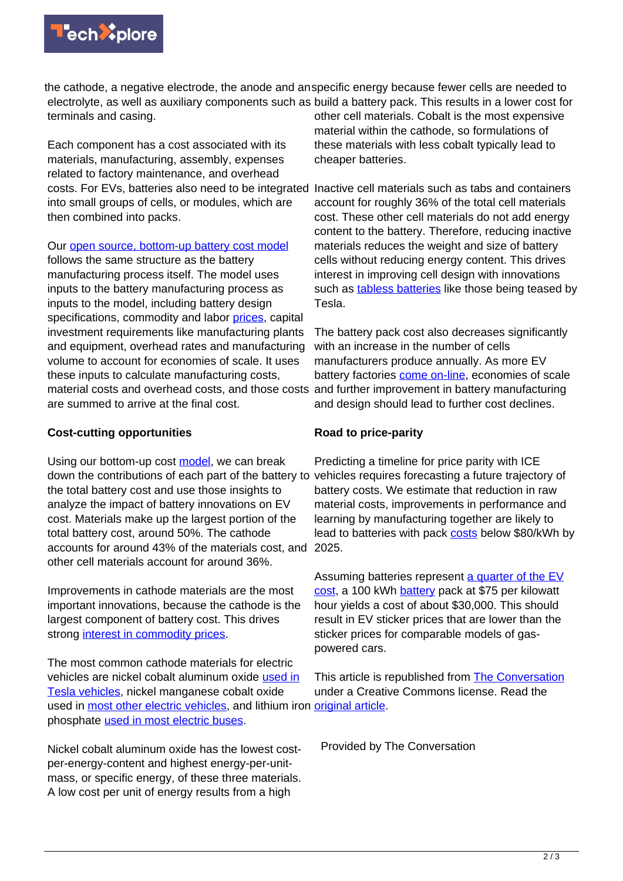the cathode, a negative electrode, the anode and an electrolyte, as well as auxiliary components such as terminals and casing.

Each component has a cost associated with its materials, manufacturing, assembly, expenses related to factory maintenance, and overhead costs. For EVs, batteries also need to be integrated into small groups of cells, or modules, which are then combined into packs.

Our open source, bottom-up battery cost model follows the same structure as the battery manufacturing process itself. The model uses inputs to the battery manufacturing process as inputs to the model, including battery design specifications, commodity and labor prices, capital investment requirements like manufacturing plants and equipment, overhead rates and manufacturing volume to account for economies of scale. It uses these inputs to calculate manufacturing costs, material costs and overhead costs, and those costs are summed to arrive at the final cost.

**Cost-cutting opportunities**

Using our bottom-up cost model, we can break down the contributions of each part of the battery to the total battery cost and use those insights to analyze the impact of battery innovations on EV cost. Materials make up the largest portion of the total battery cost, around 50%. The cathode accounts for around 43% of the materials cost, and other cell materials account for around 36%.

Improvements in cathode materials are the most important innovations, because the cathode is the largest component of battery cost. This drives strong interest in commodity prices.

The most common cathode materials for electric vehicles are nickel cobalt aluminum oxide used in Tesla vehicles, nickel manganese cobalt oxide used in most other electric vehicles, and lithium iron phosphate used in most electric buses.

Nickel cobalt aluminum oxide has the lowest cost-per-energy-content and highest energy-per-unit-mass, or specific energy, of these three materials. A low cost per unit of energy results from a high specific energy because fewer cells are needed to build a battery pack. This results in a lower cost for other cell materials. Cobalt is the most expensive material within the cathode, so formulations of these materials with less cobalt typically lead to cheaper batteries.

Inactive cell materials such as tabs and containers account for roughly 36% of the total cell materials cost. These other cell materials do not add energy content to the battery. Therefore, reducing inactive materials reduces the weight and size of battery cells without reducing energy content. This drives interest in improving cell design with innovations such as tabless batteries like those being teased by Tesla.

The battery pack cost also decreases significantly with an increase in the number of cells manufacturers produce annually. As more EV battery factories come on-line, economies of scale and further improvement in battery manufacturing and design should lead to further cost declines.

**Road to price-parity**

Predicting a timeline for price parity with ICE vehicles requires forecasting a future trajectory of battery costs. We estimate that reduction in raw material costs, improvements in performance and learning by manufacturing together are likely to lead to batteries with pack costs below $80/kWh by 2025.

Assuming batteries represent a quarter of the EV cost, a 100 kWh battery pack at $75 per kilowatt hour yields a cost of about $30,000. This should result in EV sticker prices that are lower than the sticker prices for comparable models of gas-powered cars.

This article is republished from The Conversation under a Creative Commons license. Read the original article.

Provided by The Conversation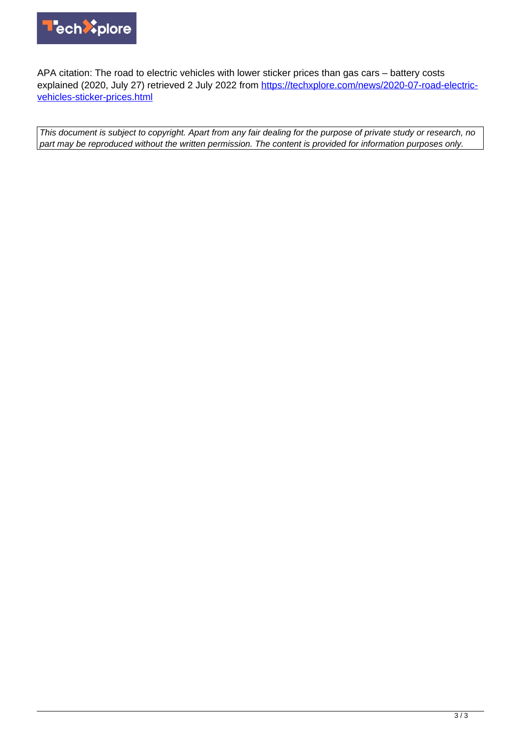APA citation: The road to electric vehicles with lower sticker prices than gas cars – battery costs explained (2020, July 27) retrieved 2 July 2022 from https://techxplore.com/news/2020-07-road-electric-vehicles-sticker-prices.html

*This document is subject to copyright. Apart from any fair dealing for the purpose of private study or research, no part may be reproduced without the written permission. The content is provided for information purposes only.*